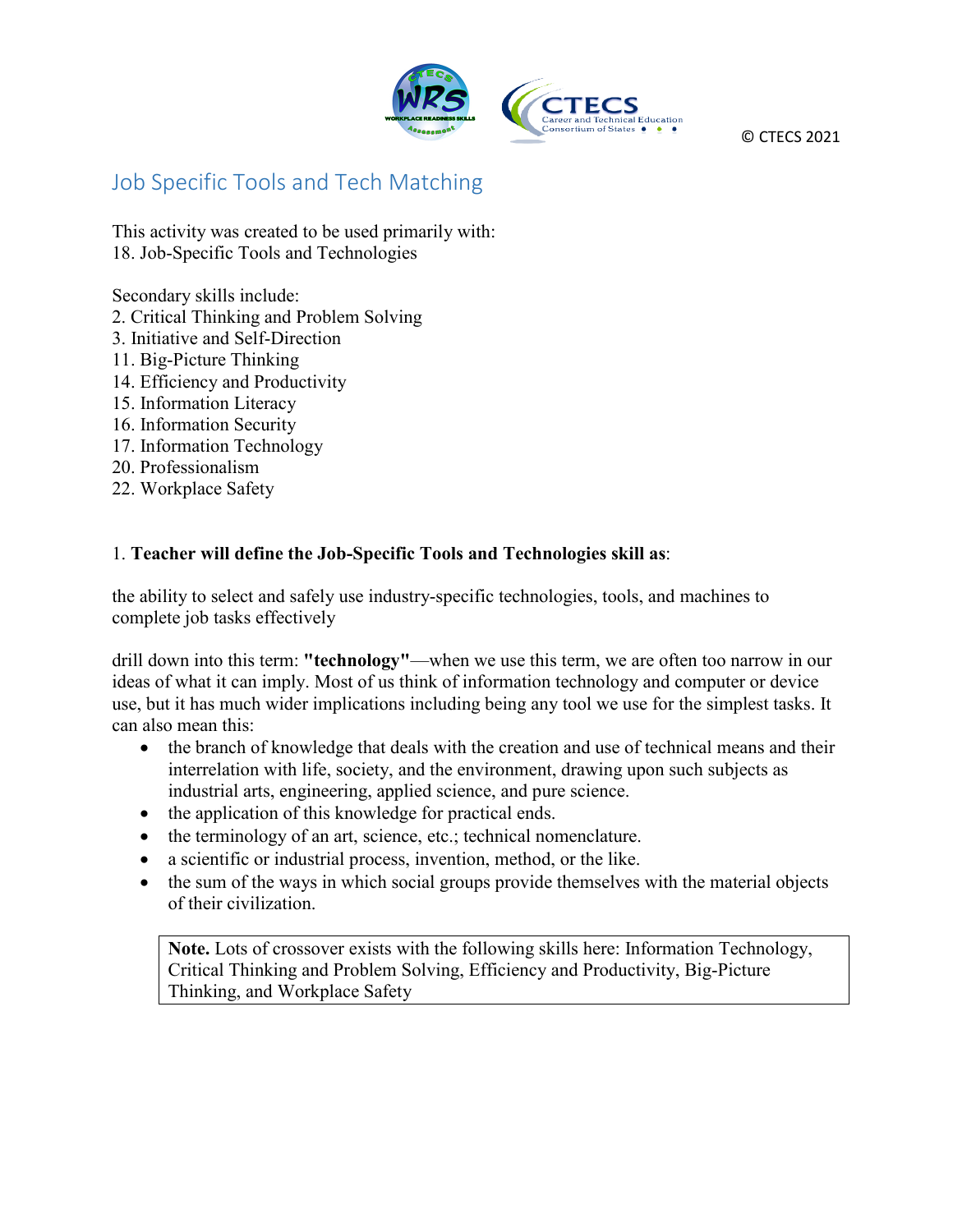© CTECS 2021

# Job Specific Tools and Tech Matching

This activity was created to be used primarily with:
18. Job-Specific Tools and Technologies

Secondary skills include:
2. Critical Thinking and Problem Solving
3. Initiative and Self-Direction
11. Big-Picture Thinking
14. Efficiency and Productivity
15. Information Literacy
16. Information Security
17. Information Technology
20. Professionalism
22. Workplace Safety

1. **Teacher will define the Job-Specific Tools and Technologies skill as**:

the ability to select and safely use industry-specific technologies, tools, and machines to complete job tasks effectively

drill down into this term: **"technology"**—when we use this term, we are often too narrow in our ideas of what it can imply. Most of us think of information technology and computer or device use, but it has much wider implications including being any tool we use for the simplest tasks. It can also mean this:

- the branch of knowledge that deals with the creation and use of technical means and their interrelation with life, society, and the environment, drawing upon such subjects as industrial arts, engineering, applied science, and pure science.
- the application of this knowledge for practical ends.
- the terminology of an art, science, etc.; technical nomenclature.
- a scientific or industrial process, invention, method, or the like.
- the sum of the ways in which social groups provide themselves with the material objects of their civilization.

> **Note.** Lots of crossover exists with the following skills here: Information Technology, Critical Thinking and Problem Solving, Efficiency and Productivity, Big-Picture Thinking, and Workplace Safety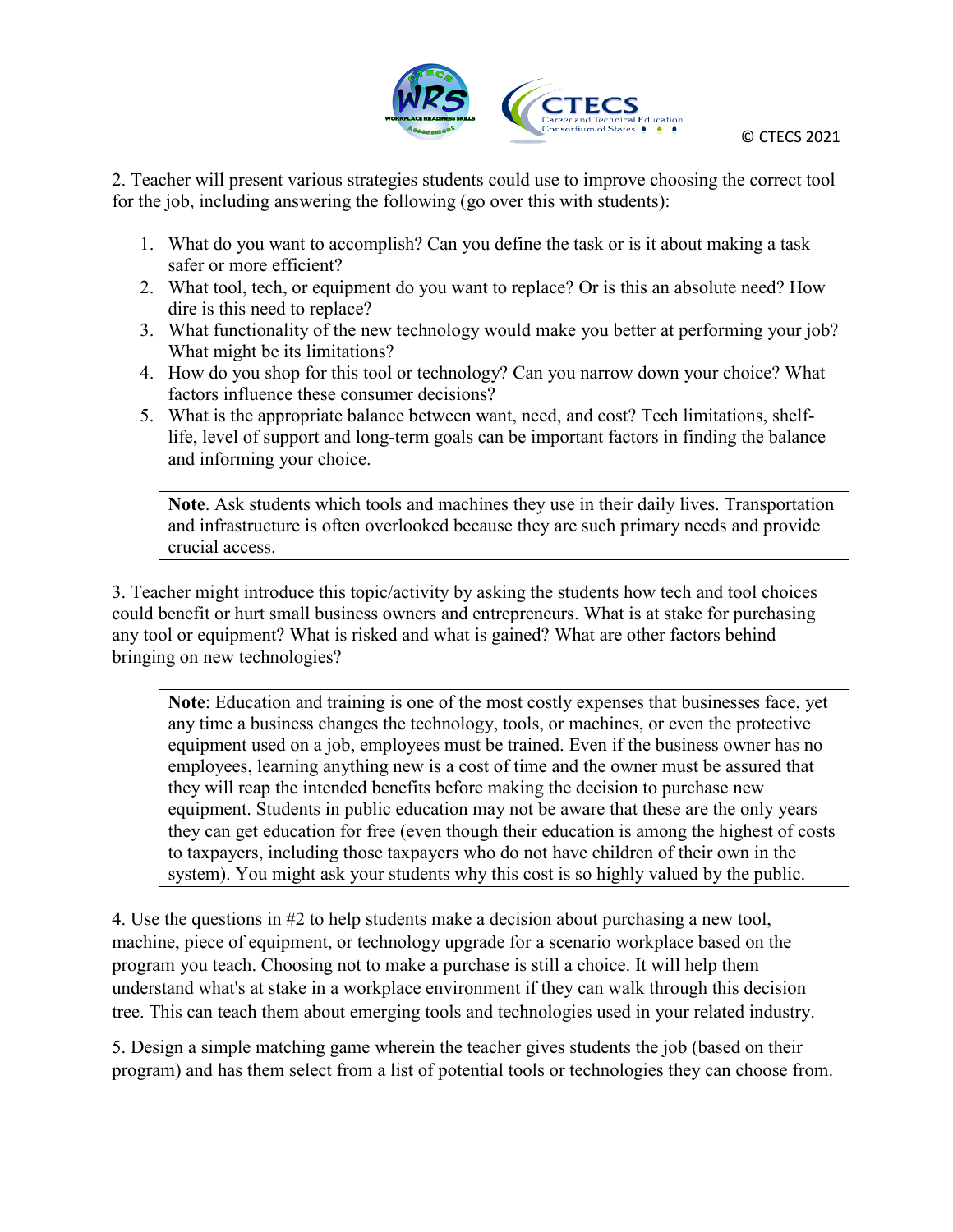2. Teacher will present various strategies students could use to improve choosing the correct tool for the job, including answering the following (go over this with students):

1. What do you want to accomplish? Can you define the task or is it about making a task safer or more efficient?
2. What tool, tech, or equipment do you want to replace? Or is this an absolute need? How dire is this need to replace?
3. What functionality of the new technology would make you better at performing your job? What might be its limitations?
4. How do you shop for this tool or technology? Can you narrow down your choice? What factors influence these consumer decisions?
5. What is the appropriate balance between want, need, and cost? Tech limitations, shelf-life, level of support and long-term goals can be important factors in finding the balance and informing your choice.

> **Note**. Ask students which tools and machines they use in their daily lives. Transportation and infrastructure is often overlooked because they are such primary needs and provide crucial access.

3. Teacher might introduce this topic/activity by asking the students how tech and tool choices could benefit or hurt small business owners and entrepreneurs. What is at stake for purchasing any tool or equipment? What is risked and what is gained? What are other factors behind bringing on new technologies?

> **Note**: Education and training is one of the most costly expenses that businesses face, yet any time a business changes the technology, tools, or machines, or even the protective equipment used on a job, employees must be trained. Even if the business owner has no employees, learning anything new is a cost of time and the owner must be assured that they will reap the intended benefits before making the decision to purchase new equipment. Students in public education may not be aware that these are the only years they can get education for free (even though their education is among the highest of costs to taxpayers, including those taxpayers who do not have children of their own in the system). You might ask your students why this cost is so highly valued by the public.

4. Use the questions in #2 to help students make a decision about purchasing a new tool, machine, piece of equipment, or technology upgrade for a scenario workplace based on the program you teach. Choosing not to make a purchase is still a choice. It will help them understand what's at stake in a workplace environment if they can walk through this decision tree. This can teach them about emerging tools and technologies used in your related industry.

5. Design a simple matching game wherein the teacher gives students the job (based on their program) and has them select from a list of potential tools or technologies they can choose from.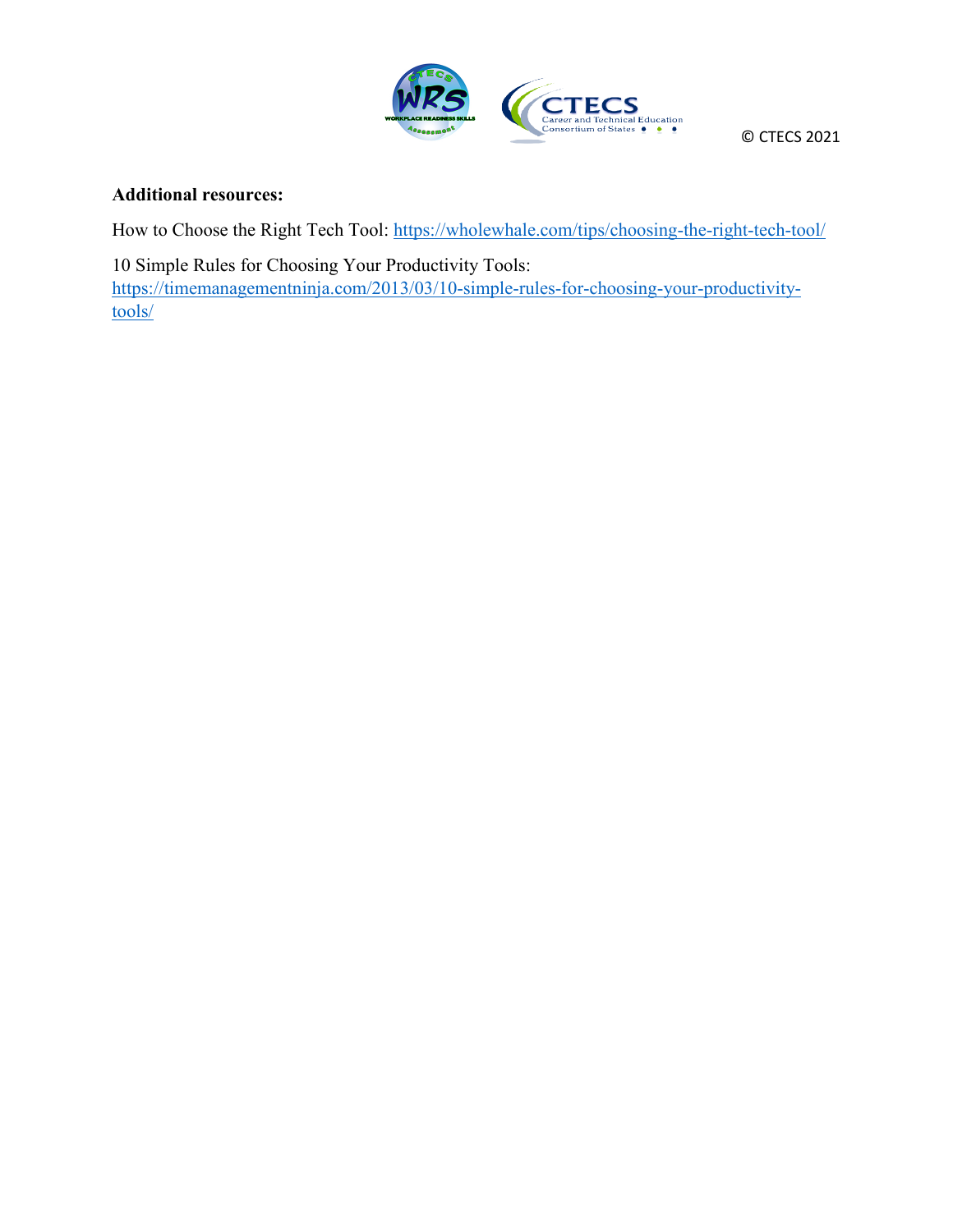**Additional resources:**

How to Choose the Right Tech Tool: https://wholewhale.com/tips/choosing-the-right-tech-tool/

10 Simple Rules for Choosing Your Productivity Tools: https://timemanagementninja.com/2013/03/10-simple-rules-for-choosing-your-productivity-tools/